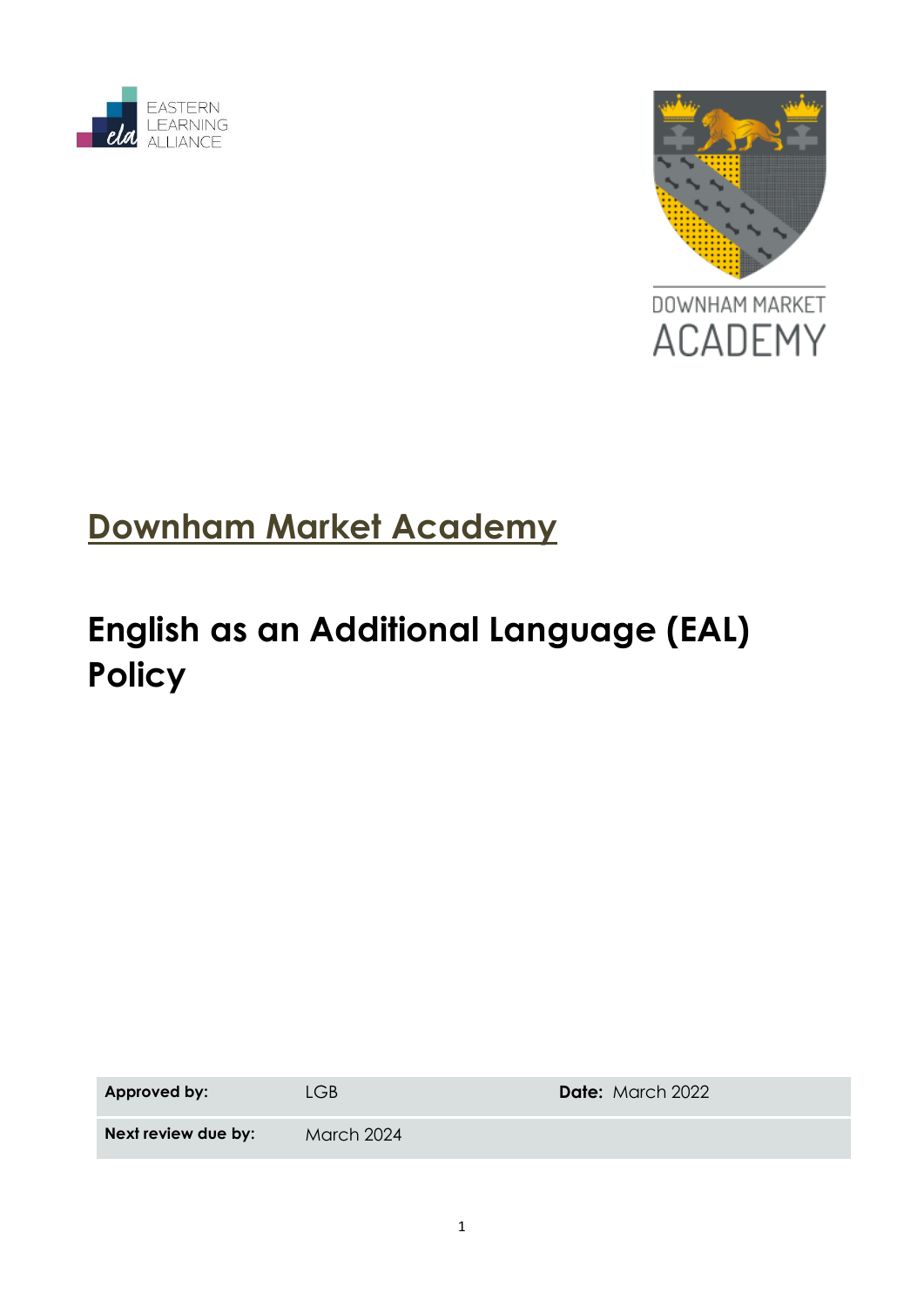EASTERN LEARNING ALLIANCE

DOWNHAM MARKET ACADEMY

# Downham Market Academy

# English as an Additional Language (EAL) Policy

| **Approved by:** | LGB | **Date:** March 2022 |
| --- | --- | --- |
| **Next review due by:** | March 2024 | |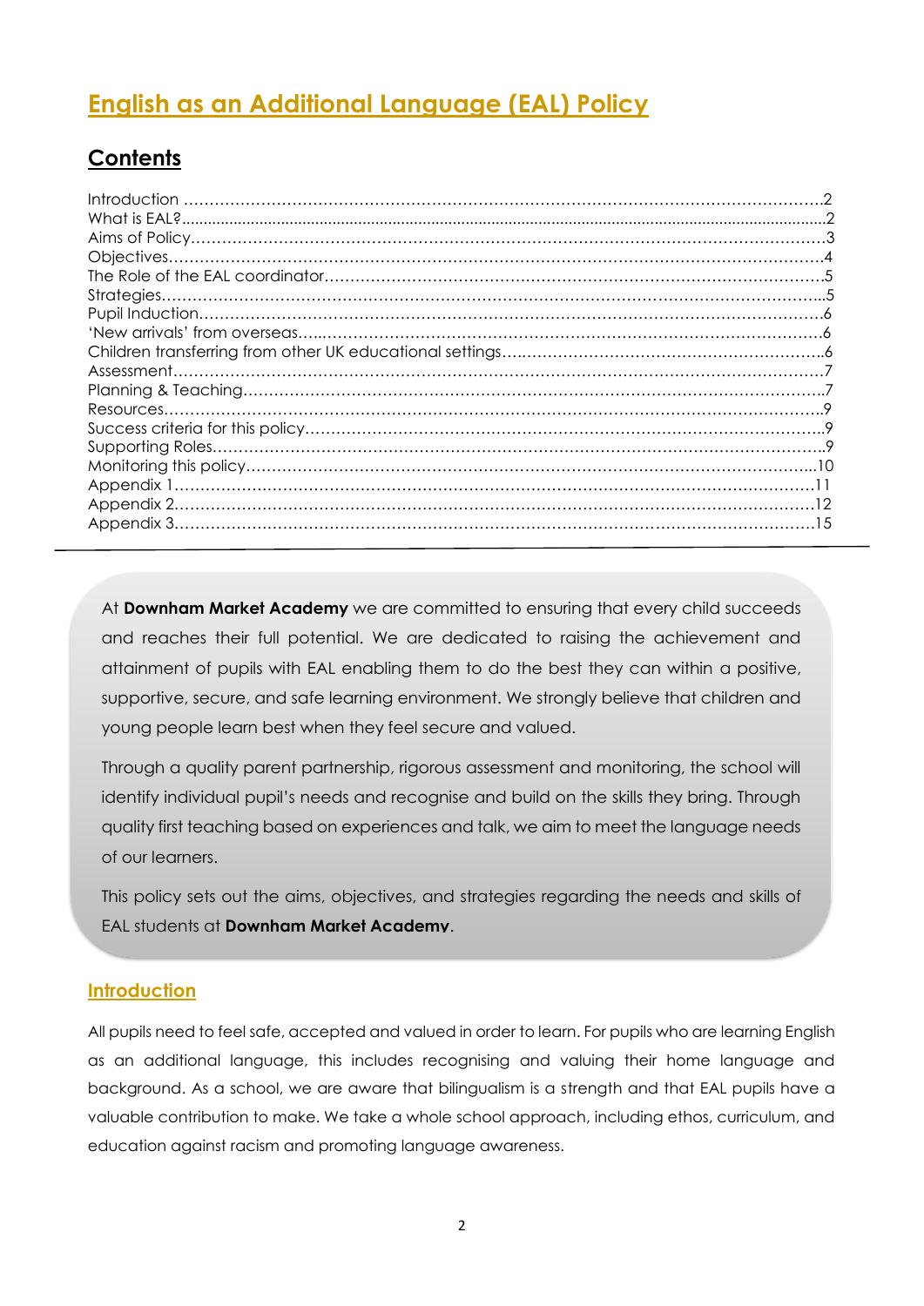# English as an Additional Language (EAL) Policy

## Contents

| | |
|---|---|
| Introduction | 2 |
| What is EAL? | 2 |
| Aims of Policy | 3 |
| Objectives | 4 |
| The Role of the EAL coordinator | 5 |
| Strategies | 5 |
| Pupil Induction | 6 |
| 'New arrivals' from overseas | 6 |
| Children transferring from other UK educational settings | 6 |
| Assessment | 7 |
| Planning & Teaching | 7 |
| Resources | 9 |
| Success criteria for this policy | 9 |
| Supporting Roles | 9 |
| Monitoring this policy | 10 |
| Appendix 1 | 11 |
| Appendix 2 | 12 |
| Appendix 3 | 15 |

---

At **Downham Market Academy** we are committed to ensuring that every child succeeds and reaches their full potential. We are dedicated to raising the achievement and attainment of pupils with EAL enabling them to do the best they can within a positive, supportive, secure, and safe learning environment. We strongly believe that children and young people learn best when they feel secure and valued.

Through a quality parent partnership, rigorous assessment and monitoring, the school will identify individual pupil's needs and recognise and build on the skills they bring. Through quality first teaching based on experiences and talk, we aim to meet the language needs of our learners.

This policy sets out the aims, objectives, and strategies regarding the needs and skills of EAL students at **Downham Market Academy**.

### Introduction

All pupils need to feel safe, accepted and valued in order to learn. For pupils who are learning English as an additional language, this includes recognising and valuing their home language and background. As a school, we are aware that bilingualism is a strength and that EAL pupils have a valuable contribution to make. We take a whole school approach, including ethos, curriculum, and education against racism and promoting language awareness.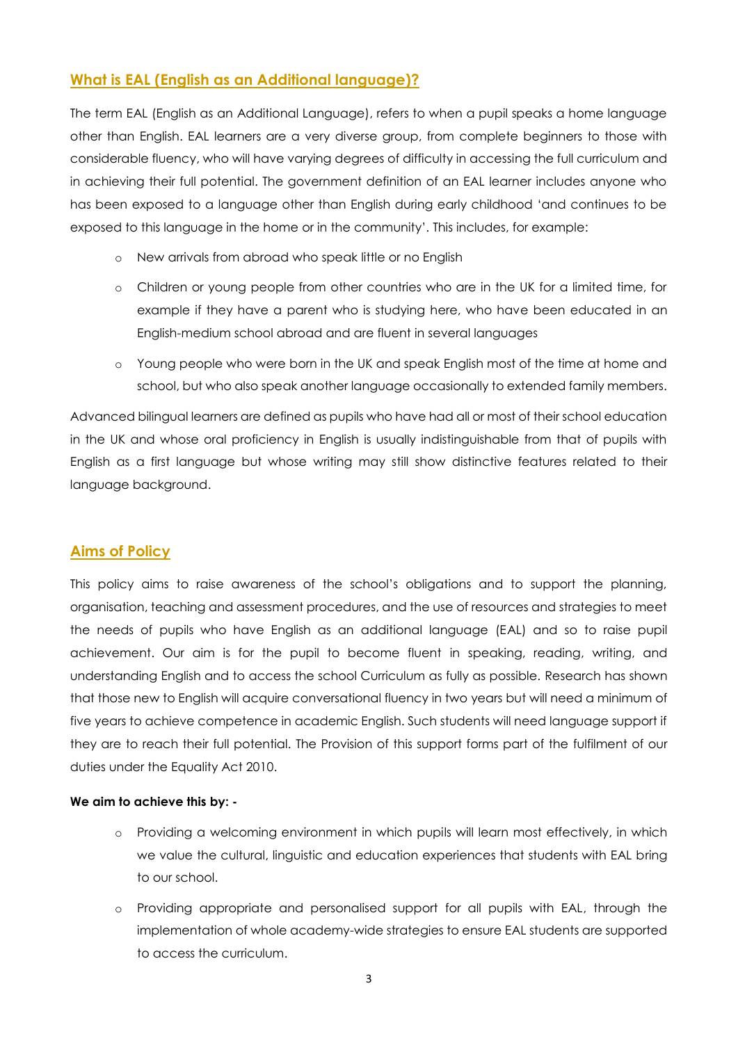## What is EAL (English as an Additional language)?

The term EAL (English as an Additional Language), refers to when a pupil speaks a home language other than English. EAL learners are a very diverse group, from complete beginners to those with considerable fluency, who will have varying degrees of difficulty in accessing the full curriculum and in achieving their full potential. The government definition of an EAL learner includes anyone who has been exposed to a language other than English during early childhood 'and continues to be exposed to this language in the home or in the community'. This includes, for example:

- New arrivals from abroad who speak little or no English
- Children or young people from other countries who are in the UK for a limited time, for example if they have a parent who is studying here, who have been educated in an English-medium school abroad and are fluent in several languages
- Young people who were born in the UK and speak English most of the time at home and school, but who also speak another language occasionally to extended family members.

Advanced bilingual learners are defined as pupils who have had all or most of their school education in the UK and whose oral proficiency in English is usually indistinguishable from that of pupils with English as a first language but whose writing may still show distinctive features related to their language background.

## Aims of Policy

This policy aims to raise awareness of the school's obligations and to support the planning, organisation, teaching and assessment procedures, and the use of resources and strategies to meet the needs of pupils who have English as an additional language (EAL) and so to raise pupil achievement. Our aim is for the pupil to become fluent in speaking, reading, writing, and understanding English and to access the school Curriculum as fully as possible. Research has shown that those new to English will acquire conversational fluency in two years but will need a minimum of five years to achieve competence in academic English. Such students will need language support if they are to reach their full potential. The Provision of this support forms part of the fulfilment of our duties under the Equality Act 2010.

**We aim to achieve this by: -**

- Providing a welcoming environment in which pupils will learn most effectively, in which we value the cultural, linguistic and education experiences that students with EAL bring to our school.
- Providing appropriate and personalised support for all pupils with EAL, through the implementation of whole academy-wide strategies to ensure EAL students are supported to access the curriculum.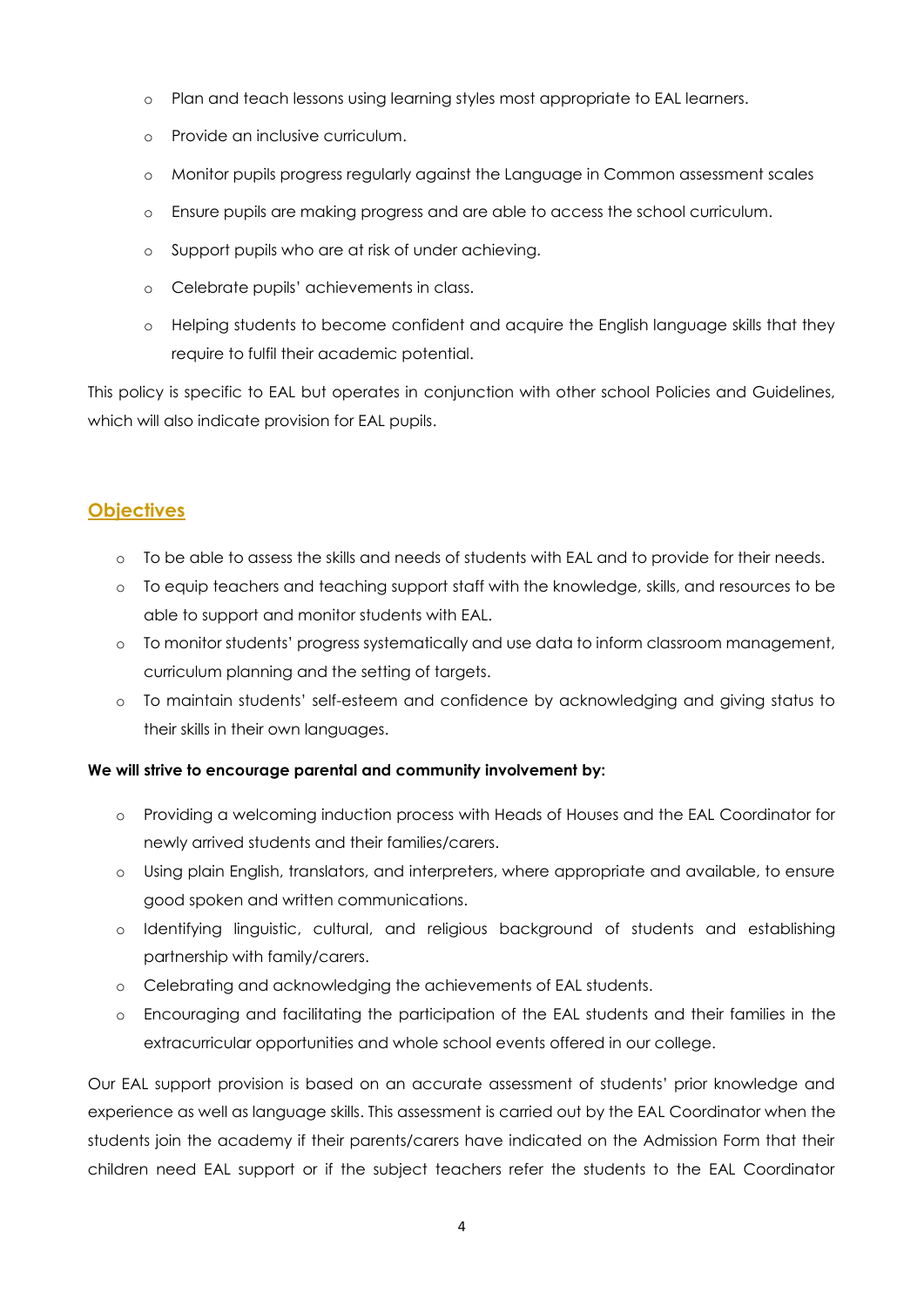- Plan and teach lessons using learning styles most appropriate to EAL learners.
- Provide an inclusive curriculum.
- Monitor pupils progress regularly against the Language in Common assessment scales
- Ensure pupils are making progress and are able to access the school curriculum.
- Support pupils who are at risk of under achieving.
- Celebrate pupils' achievements in class.
- Helping students to become confident and acquire the English language skills that they require to fulfil their academic potential.

This policy is specific to EAL but operates in conjunction with other school Policies and Guidelines, which will also indicate provision for EAL pupils.

## Objectives

- To be able to assess the skills and needs of students with EAL and to provide for their needs.
- To equip teachers and teaching support staff with the knowledge, skills, and resources to be able to support and monitor students with EAL.
- To monitor students' progress systematically and use data to inform classroom management, curriculum planning and the setting of targets.
- To maintain students' self-esteem and confidence by acknowledging and giving status to their skills in their own languages.

**We will strive to encourage parental and community involvement by:**

- Providing a welcoming induction process with Heads of Houses and the EAL Coordinator for newly arrived students and their families/carers.
- Using plain English, translators, and interpreters, where appropriate and available, to ensure good spoken and written communications.
- Identifying linguistic, cultural, and religious background of students and establishing partnership with family/carers.
- Celebrating and acknowledging the achievements of EAL students.
- Encouraging and facilitating the participation of the EAL students and their families in the extracurricular opportunities and whole school events offered in our college.

Our EAL support provision is based on an accurate assessment of students' prior knowledge and experience as well as language skills. This assessment is carried out by the EAL Coordinator when the students join the academy if their parents/carers have indicated on the Admission Form that their children need EAL support or if the subject teachers refer the students to the EAL Coordinator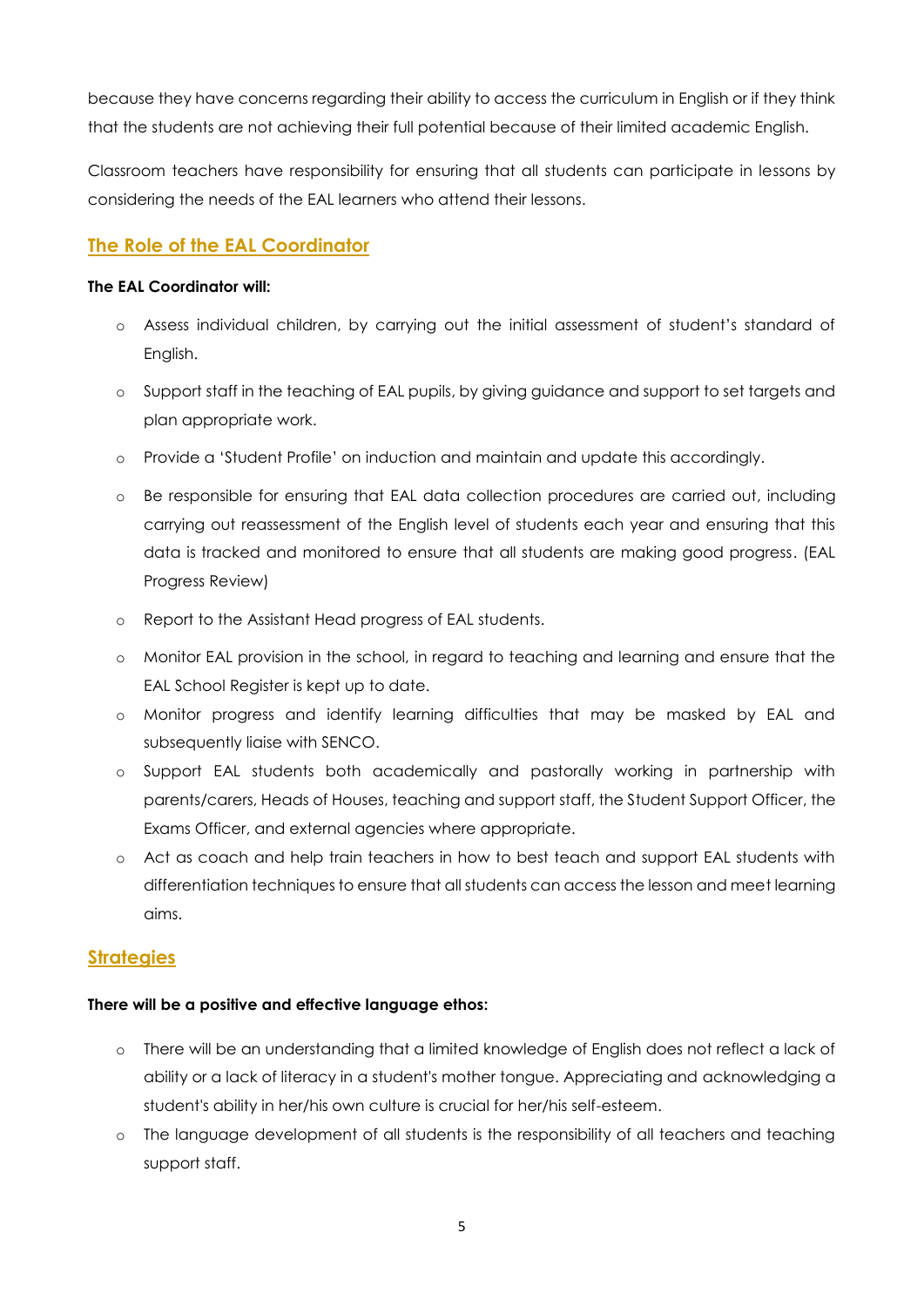because they have concerns regarding their ability to access the curriculum in English or if they think that the students are not achieving their full potential because of their limited academic English.

Classroom teachers have responsibility for ensuring that all students can participate in lessons by considering the needs of the EAL learners who attend their lessons.

## The Role of the EAL Coordinator

**The EAL Coordinator will:**

- Assess individual children, by carrying out the initial assessment of student's standard of English.
- Support staff in the teaching of EAL pupils, by giving guidance and support to set targets and plan appropriate work.
- Provide a 'Student Profile' on induction and maintain and update this accordingly.
- Be responsible for ensuring that EAL data collection procedures are carried out, including carrying out reassessment of the English level of students each year and ensuring that this data is tracked and monitored to ensure that all students are making good progress. (EAL Progress Review)
- Report to the Assistant Head progress of EAL students.
- Monitor EAL provision in the school, in regard to teaching and learning and ensure that the EAL School Register is kept up to date.
- Monitor progress and identify learning difficulties that may be masked by EAL and subsequently liaise with SENCO.
- Support EAL students both academically and pastorally working in partnership with parents/carers, Heads of Houses, teaching and support staff, the Student Support Officer, the Exams Officer, and external agencies where appropriate.
- Act as coach and help train teachers in how to best teach and support EAL students with differentiation techniques to ensure that all students can access the lesson and meet learning aims.

## Strategies

**There will be a positive and effective language ethos:**

- There will be an understanding that a limited knowledge of English does not reflect a lack of ability or a lack of literacy in a student's mother tongue. Appreciating and acknowledging a student's ability in her/his own culture is crucial for her/his self-esteem.
- The language development of all students is the responsibility of all teachers and teaching support staff.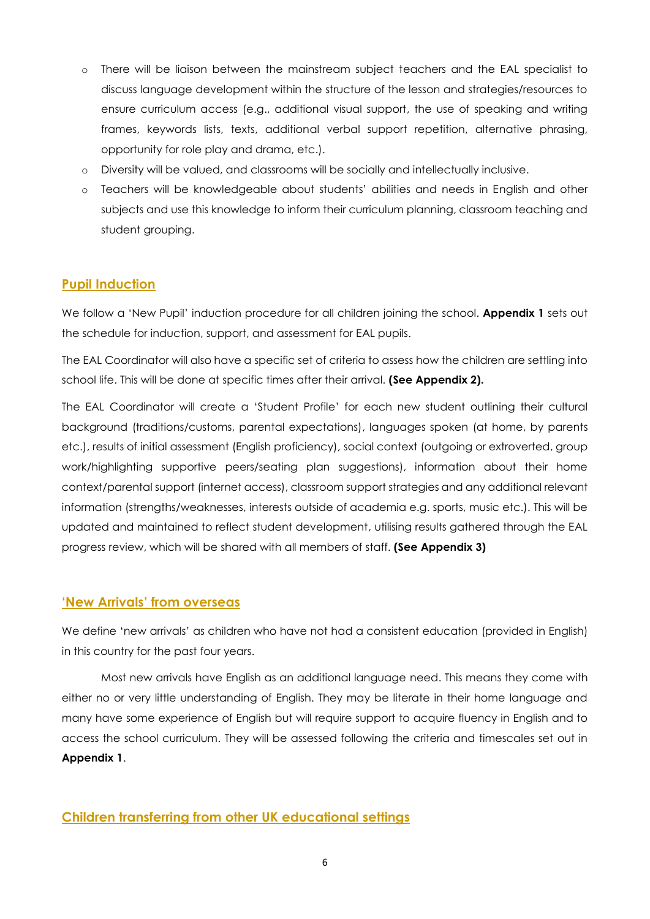- There will be liaison between the mainstream subject teachers and the EAL specialist to discuss language development within the structure of the lesson and strategies/resources to ensure curriculum access (e.g., additional visual support, the use of speaking and writing frames, keywords lists, texts, additional verbal support repetition, alternative phrasing, opportunity for role play and drama, etc.).
- Diversity will be valued, and classrooms will be socially and intellectually inclusive.
- Teachers will be knowledgeable about students' abilities and needs in English and other subjects and use this knowledge to inform their curriculum planning, classroom teaching and student grouping.

## Pupil Induction

We follow a 'New Pupil' induction procedure for all children joining the school. **Appendix 1** sets out the schedule for induction, support, and assessment for EAL pupils.

The EAL Coordinator will also have a specific set of criteria to assess how the children are settling into school life. This will be done at specific times after their arrival. **(See Appendix 2).**

The EAL Coordinator will create a 'Student Profile' for each new student outlining their cultural background (traditions/customs, parental expectations), languages spoken (at home, by parents etc.), results of initial assessment (English proficiency), social context (outgoing or extroverted, group work/highlighting supportive peers/seating plan suggestions), information about their home context/parental support (internet access), classroom support strategies and any additional relevant information (strengths/weaknesses, interests outside of academia e.g. sports, music etc.). This will be updated and maintained to reflect student development, utilising results gathered through the EAL progress review, which will be shared with all members of staff. **(See Appendix 3)**

## 'New Arrivals' from overseas

We define 'new arrivals' as children who have not had a consistent education (provided in English) in this country for the past four years.

Most new arrivals have English as an additional language need. This means they come with either no or very little understanding of English. They may be literate in their home language and many have some experience of English but will require support to acquire fluency in English and to access the school curriculum. They will be assessed following the criteria and timescales set out in **Appendix 1**.

## Children transferring from other UK educational settings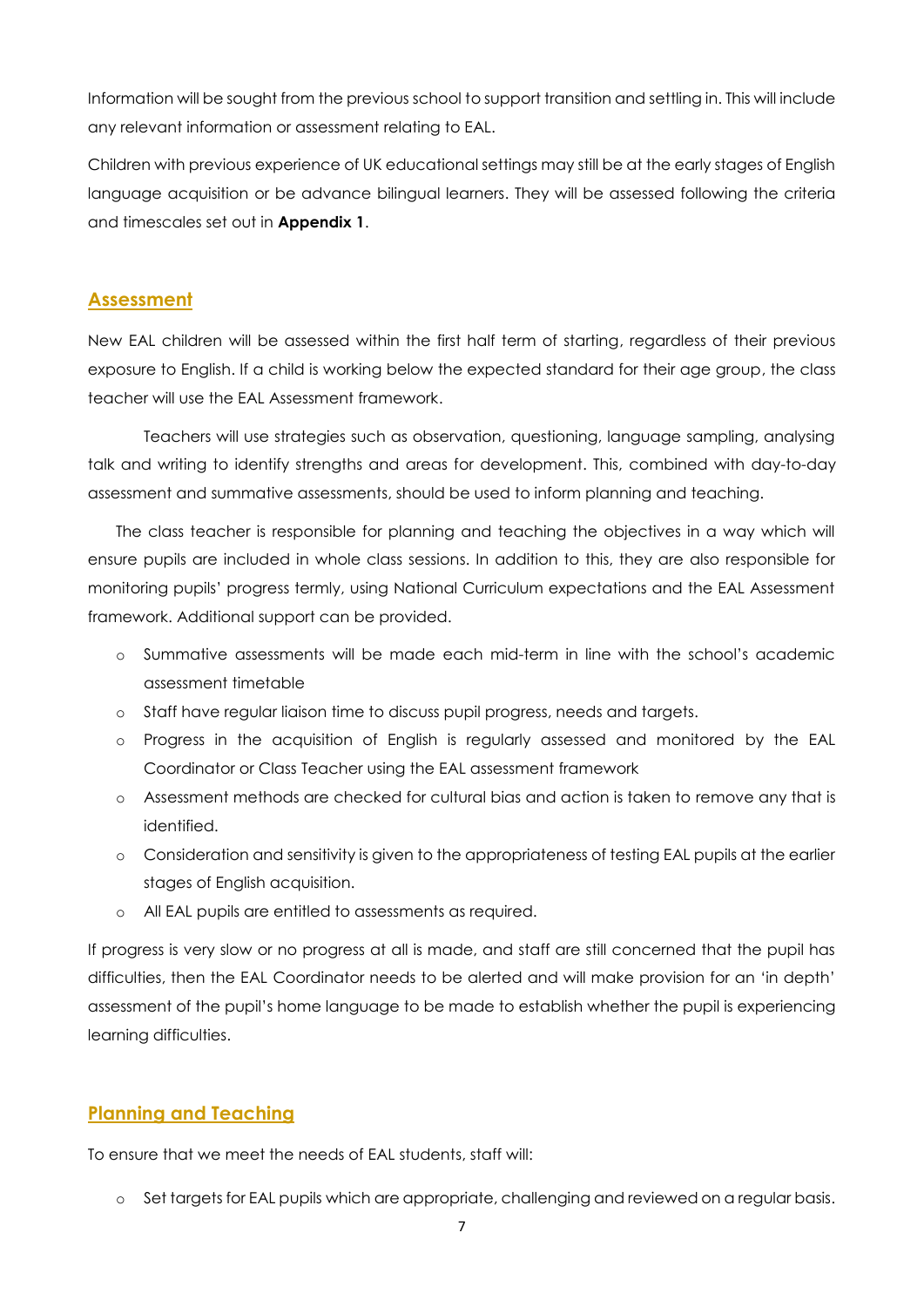Information will be sought from the previous school to support transition and settling in. This will include any relevant information or assessment relating to EAL.

Children with previous experience of UK educational settings may still be at the early stages of English language acquisition or be advance bilingual learners. They will be assessed following the criteria and timescales set out in **Appendix 1**.

## Assessment

New EAL children will be assessed within the first half term of starting, regardless of their previous exposure to English. If a child is working below the expected standard for their age group, the class teacher will use the EAL Assessment framework.

Teachers will use strategies such as observation, questioning, language sampling, analysing talk and writing to identify strengths and areas for development. This, combined with day-to-day assessment and summative assessments, should be used to inform planning and teaching.

The class teacher is responsible for planning and teaching the objectives in a way which will ensure pupils are included in whole class sessions. In addition to this, they are also responsible for monitoring pupils' progress termly, using National Curriculum expectations and the EAL Assessment framework. Additional support can be provided.

- Summative assessments will be made each mid-term in line with the school's academic assessment timetable
- Staff have regular liaison time to discuss pupil progress, needs and targets.
- Progress in the acquisition of English is regularly assessed and monitored by the EAL Coordinator or Class Teacher using the EAL assessment framework
- Assessment methods are checked for cultural bias and action is taken to remove any that is identified.
- Consideration and sensitivity is given to the appropriateness of testing EAL pupils at the earlier stages of English acquisition.
- All EAL pupils are entitled to assessments as required.

If progress is very slow or no progress at all is made, and staff are still concerned that the pupil has difficulties, then the EAL Coordinator needs to be alerted and will make provision for an 'in depth' assessment of the pupil's home language to be made to establish whether the pupil is experiencing learning difficulties.

## Planning and Teaching

To ensure that we meet the needs of EAL students, staff will:

- Set targets for EAL pupils which are appropriate, challenging and reviewed on a regular basis.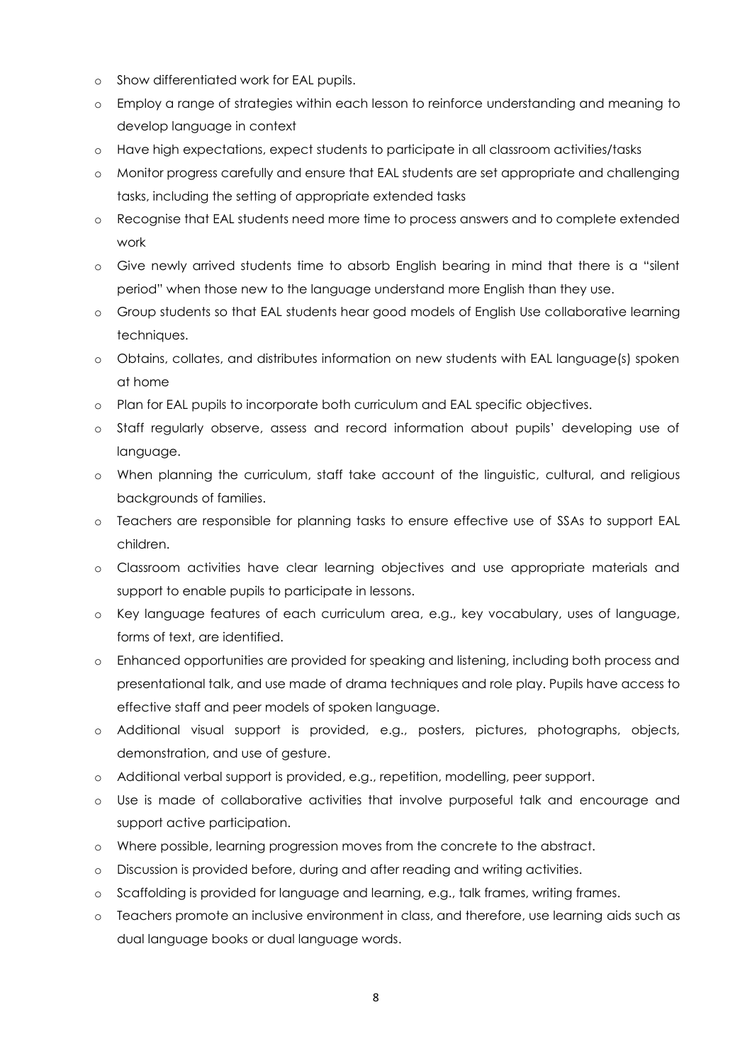- Show differentiated work for EAL pupils.
- Employ a range of strategies within each lesson to reinforce understanding and meaning to develop language in context
- Have high expectations, expect students to participate in all classroom activities/tasks
- Monitor progress carefully and ensure that EAL students are set appropriate and challenging tasks, including the setting of appropriate extended tasks
- Recognise that EAL students need more time to process answers and to complete extended work
- Give newly arrived students time to absorb English bearing in mind that there is a "silent period" when those new to the language understand more English than they use.
- Group students so that EAL students hear good models of English Use collaborative learning techniques.
- Obtains, collates, and distributes information on new students with EAL language(s) spoken at home
- Plan for EAL pupils to incorporate both curriculum and EAL specific objectives.
- Staff regularly observe, assess and record information about pupils' developing use of language.
- When planning the curriculum, staff take account of the linguistic, cultural, and religious backgrounds of families.
- Teachers are responsible for planning tasks to ensure effective use of SSAs to support EAL children.
- Classroom activities have clear learning objectives and use appropriate materials and support to enable pupils to participate in lessons.
- Key language features of each curriculum area, e.g., key vocabulary, uses of language, forms of text, are identified.
- Enhanced opportunities are provided for speaking and listening, including both process and presentational talk, and use made of drama techniques and role play. Pupils have access to effective staff and peer models of spoken language.
- Additional visual support is provided, e.g., posters, pictures, photographs, objects, demonstration, and use of gesture.
- Additional verbal support is provided, e.g., repetition, modelling, peer support.
- Use is made of collaborative activities that involve purposeful talk and encourage and support active participation.
- Where possible, learning progression moves from the concrete to the abstract.
- Discussion is provided before, during and after reading and writing activities.
- Scaffolding is provided for language and learning, e.g., talk frames, writing frames.
- Teachers promote an inclusive environment in class, and therefore, use learning aids such as dual language books or dual language words.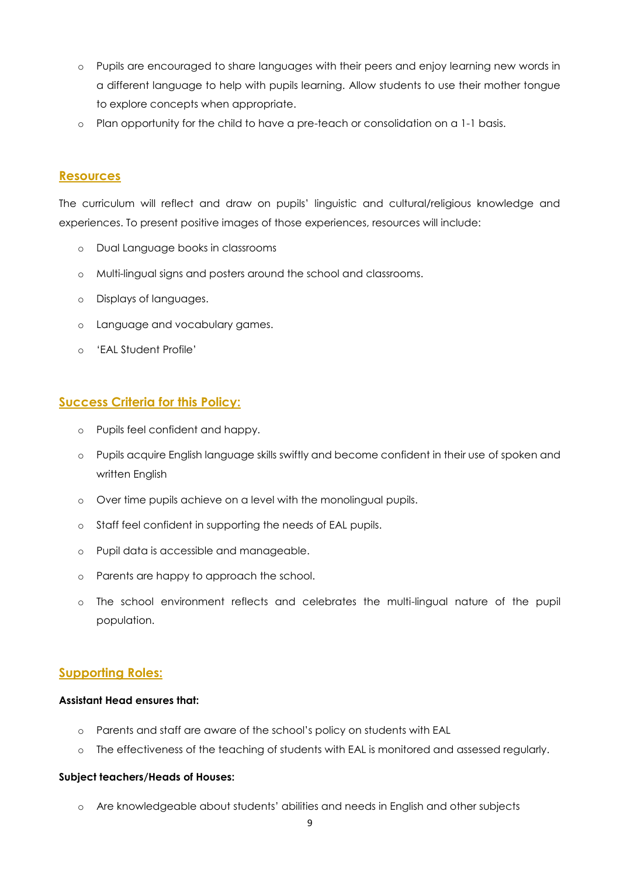- Pupils are encouraged to share languages with their peers and enjoy learning new words in a different language to help with pupils learning. Allow students to use their mother tongue to explore concepts when appropriate.
- Plan opportunity for the child to have a pre-teach or consolidation on a 1-1 basis.

## Resources

The curriculum will reflect and draw on pupils' linguistic and cultural/religious knowledge and experiences. To present positive images of those experiences, resources will include:

- Dual Language books in classrooms
- Multi-lingual signs and posters around the school and classrooms.
- Displays of languages.
- Language and vocabulary games.
- 'EAL Student Profile'

## Success Criteria for this Policy:

- Pupils feel confident and happy.
- Pupils acquire English language skills swiftly and become confident in their use of spoken and written English
- Over time pupils achieve on a level with the monolingual pupils.
- Staff feel confident in supporting the needs of EAL pupils.
- Pupil data is accessible and manageable.
- Parents are happy to approach the school.
- The school environment reflects and celebrates the multi-lingual nature of the pupil population.

## Supporting Roles:

**Assistant Head ensures that:**

- Parents and staff are aware of the school's policy on students with EAL
- The effectiveness of the teaching of students with EAL is monitored and assessed regularly.

**Subject teachers/Heads of Houses:**

- Are knowledgeable about students' abilities and needs in English and other subjects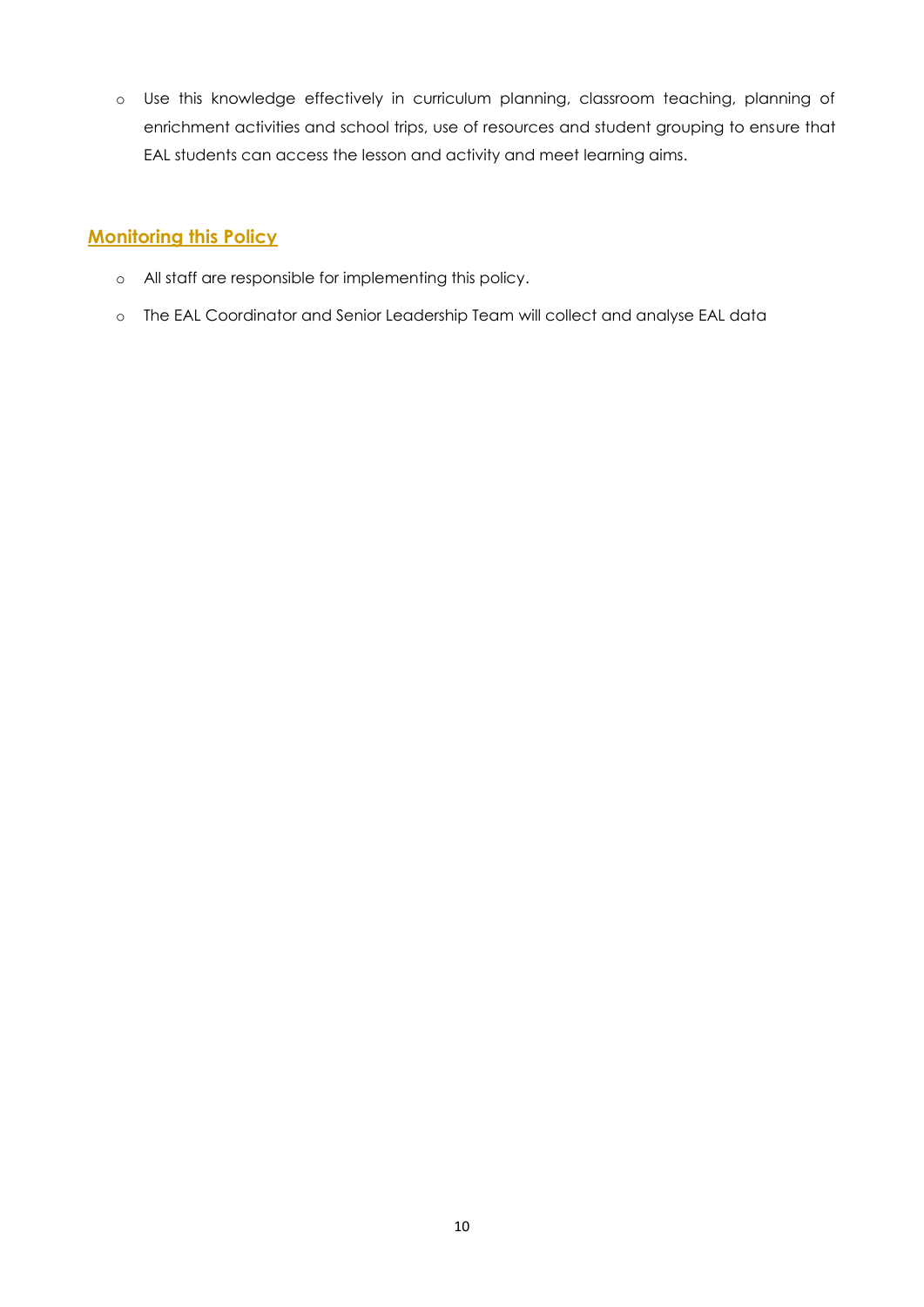- Use this knowledge effectively in curriculum planning, classroom teaching, planning of enrichment activities and school trips, use of resources and student grouping to ensure that EAL students can access the lesson and activity and meet learning aims.

## Monitoring this Policy

- All staff are responsible for implementing this policy.
- The EAL Coordinator and Senior Leadership Team will collect and analyse EAL data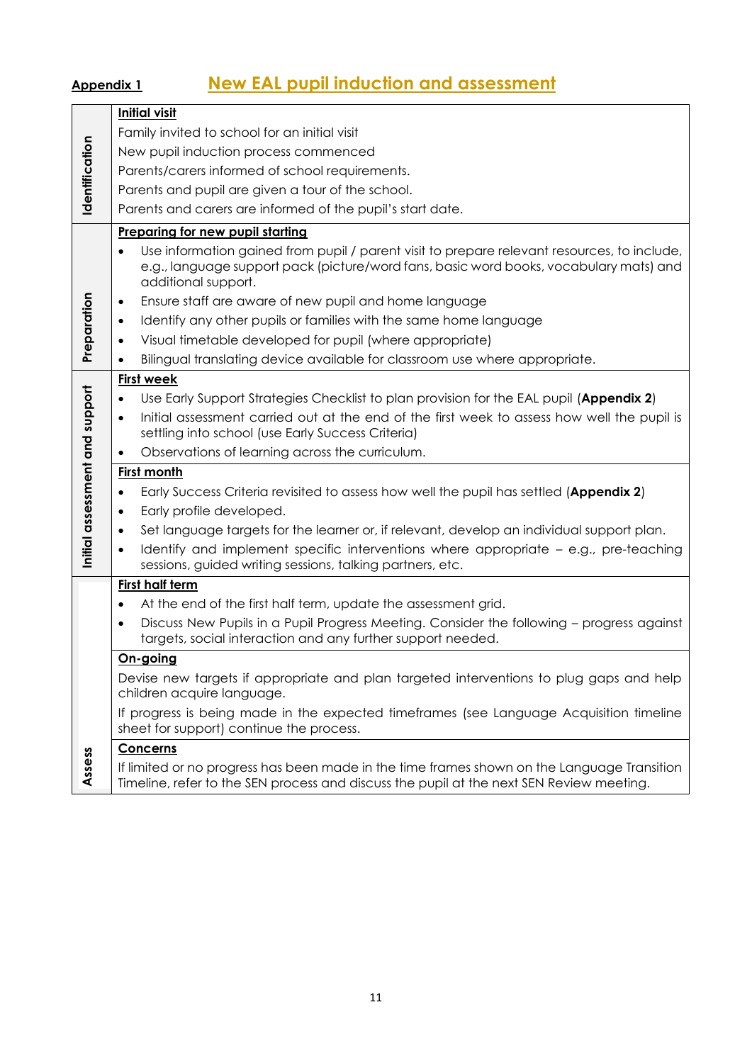**Appendix 1** **New EAL pupil induction and assessment**

| Stage | Details |
|---|---|
| Identification | **Initial visit**<br>Family invited to school for an initial visit<br>New pupil induction process commenced<br>Parents/carers informed of school requirements.<br>Parents and pupil are given a tour of the school.<br>Parents and carers are informed of the pupil's start date. |
| Preparation | **Preparing for new pupil starting**<br>• Use information gained from pupil / parent visit to prepare relevant resources, to include, e.g., language support pack (picture/word fans, basic word books, vocabulary mats) and additional support.<br>• Ensure staff are aware of new pupil and home language<br>• Identify any other pupils or families with the same home language<br>• Visual timetable developed for pupil (where appropriate)<br>• Bilingual translating device available for classroom use where appropriate. |
| Initial assessment and support | **First week**<br>• Use Early Support Strategies Checklist to plan provision for the EAL pupil (**Appendix 2**)<br>• Initial assessment carried out at the end of the first week to assess how well the pupil is settling into school (use Early Success Criteria)<br>• Observations of learning across the curriculum. |
| | **First month**<br>• Early Success Criteria revisited to assess how well the pupil has settled (**Appendix 2**)<br>• Early profile developed.<br>• Set language targets for the learner or, if relevant, develop an individual support plan.<br>• Identify and implement specific interventions where appropriate – e.g., pre-teaching sessions, guided writing sessions, talking partners, etc. |
| Assess | **First half term**<br>• At the end of the first half term, update the assessment grid.<br>• Discuss New Pupils in a Pupil Progress Meeting. Consider the following – progress against targets, social interaction and any further support needed. |
| | **On-going**<br>Devise new targets if appropriate and plan targeted interventions to plug gaps and help children acquire language.<br>If progress is being made in the expected timeframes (see Language Acquisition timeline sheet for support) continue the process. |
| | **Concerns**<br>If limited or no progress has been made in the time frames shown on the Language Transition Timeline, refer to the SEN process and discuss the pupil at the next SEN Review meeting. |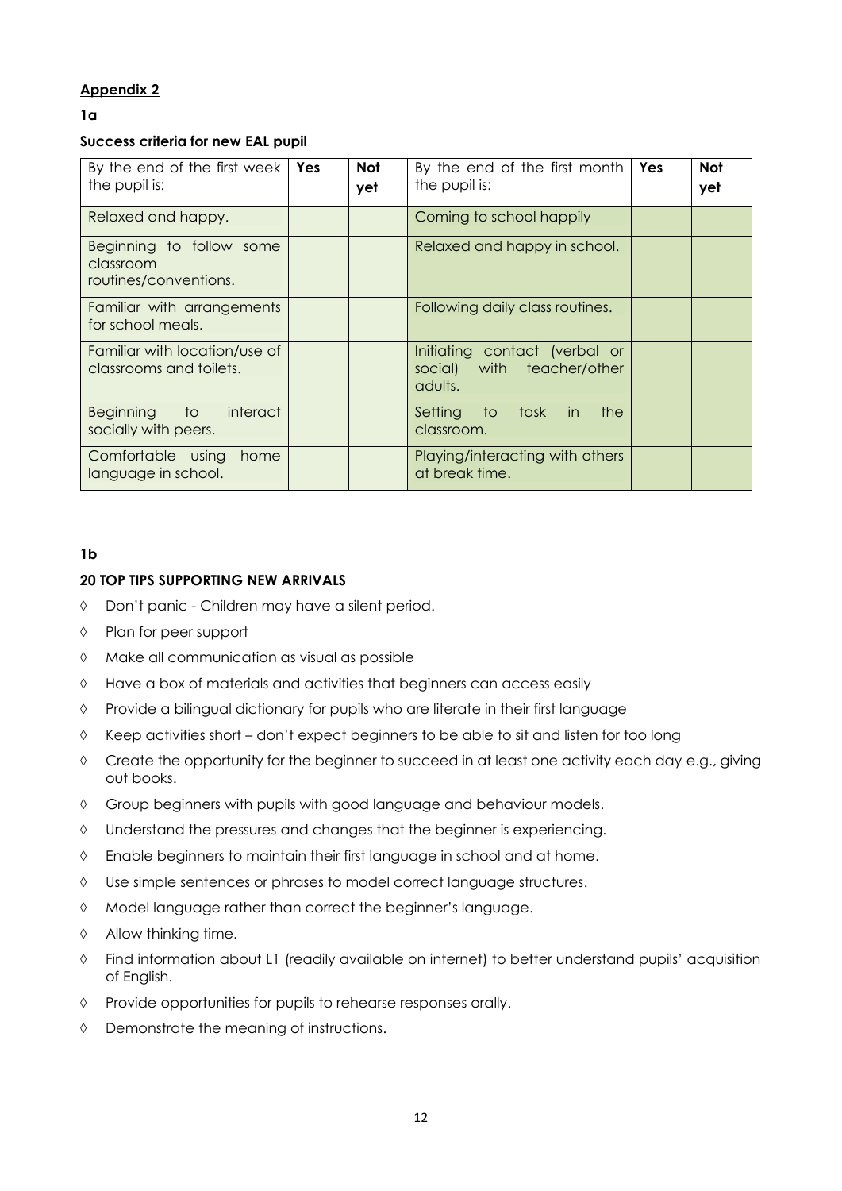**Appendix 2**

**1a**

**Success criteria for new EAL pupil**

| By the end of the first week the pupil is: | **Yes** | **Not yet** | By the end of the first month the pupil is: | **Yes** | **Not yet** |
|---|---|---|---|---|---|
| Relaxed and happy. | | | Coming to school happily | | |
| Beginning to follow some classroom routines/conventions. | | | Relaxed and happy in school. | | |
| Familiar with arrangements for school meals. | | | Following daily class routines. | | |
| Familiar with location/use of classrooms and toilets. | | | Initiating contact (verbal or social) with teacher/other adults. | | |
| Beginning to interact socially with peers. | | | Setting to task in the classroom. | | |
| Comfortable using home language in school. | | | Playing/interacting with others at break time. | | |

**1b**

**20 TOP TIPS SUPPORTING NEW ARRIVALS**

- Don't panic - Children may have a silent period.
- Plan for peer support
- Make all communication as visual as possible
- Have a box of materials and activities that beginners can access easily
- Provide a bilingual dictionary for pupils who are literate in their first language
- Keep activities short – don't expect beginners to be able to sit and listen for too long
- Create the opportunity for the beginner to succeed in at least one activity each day e.g., giving out books.
- Group beginners with pupils with good language and behaviour models.
- Understand the pressures and changes that the beginner is experiencing.
- Enable beginners to maintain their first language in school and at home.
- Use simple sentences or phrases to model correct language structures.
- Model language rather than correct the beginner's language.
- Allow thinking time.
- Find information about L1 (readily available on internet) to better understand pupils' acquisition of English.
- Provide opportunities for pupils to rehearse responses orally.
- Demonstrate the meaning of instructions.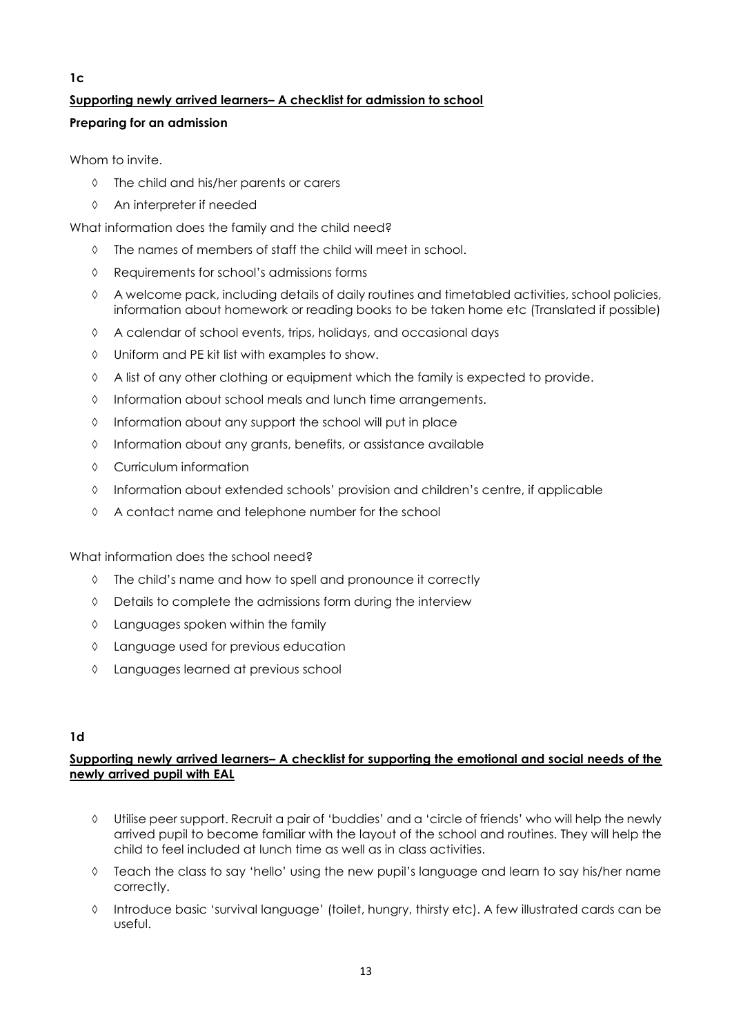**1c**

## Supporting newly arrived learners– A checklist for admission to school

### Preparing for an admission

Whom to invite.

- The child and his/her parents or carers
- An interpreter if needed

What information does the family and the child need?

- The names of members of staff the child will meet in school.
- Requirements for school's admissions forms
- A welcome pack, including details of daily routines and timetabled activities, school policies, information about homework or reading books to be taken home etc (Translated if possible)
- A calendar of school events, trips, holidays, and occasional days
- Uniform and PE kit list with examples to show.
- A list of any other clothing or equipment which the family is expected to provide.
- Information about school meals and lunch time arrangements.
- Information about any support the school will put in place
- Information about any grants, benefits, or assistance available
- Curriculum information
- Information about extended schools' provision and children's centre, if applicable
- A contact name and telephone number for the school

What information does the school need?

- The child's name and how to spell and pronounce it correctly
- Details to complete the admissions form during the interview
- Languages spoken within the family
- Language used for previous education
- Languages learned at previous school

**1d**

## Supporting newly arrived learners– A checklist for supporting the emotional and social needs of the newly arrived pupil with EAL

- Utilise peer support. Recruit a pair of 'buddies' and a 'circle of friends' who will help the newly arrived pupil to become familiar with the layout of the school and routines. They will help the child to feel included at lunch time as well as in class activities.
- Teach the class to say 'hello' using the new pupil's language and learn to say his/her name correctly.
- Introduce basic 'survival language' (toilet, hungry, thirsty etc). A few illustrated cards can be useful.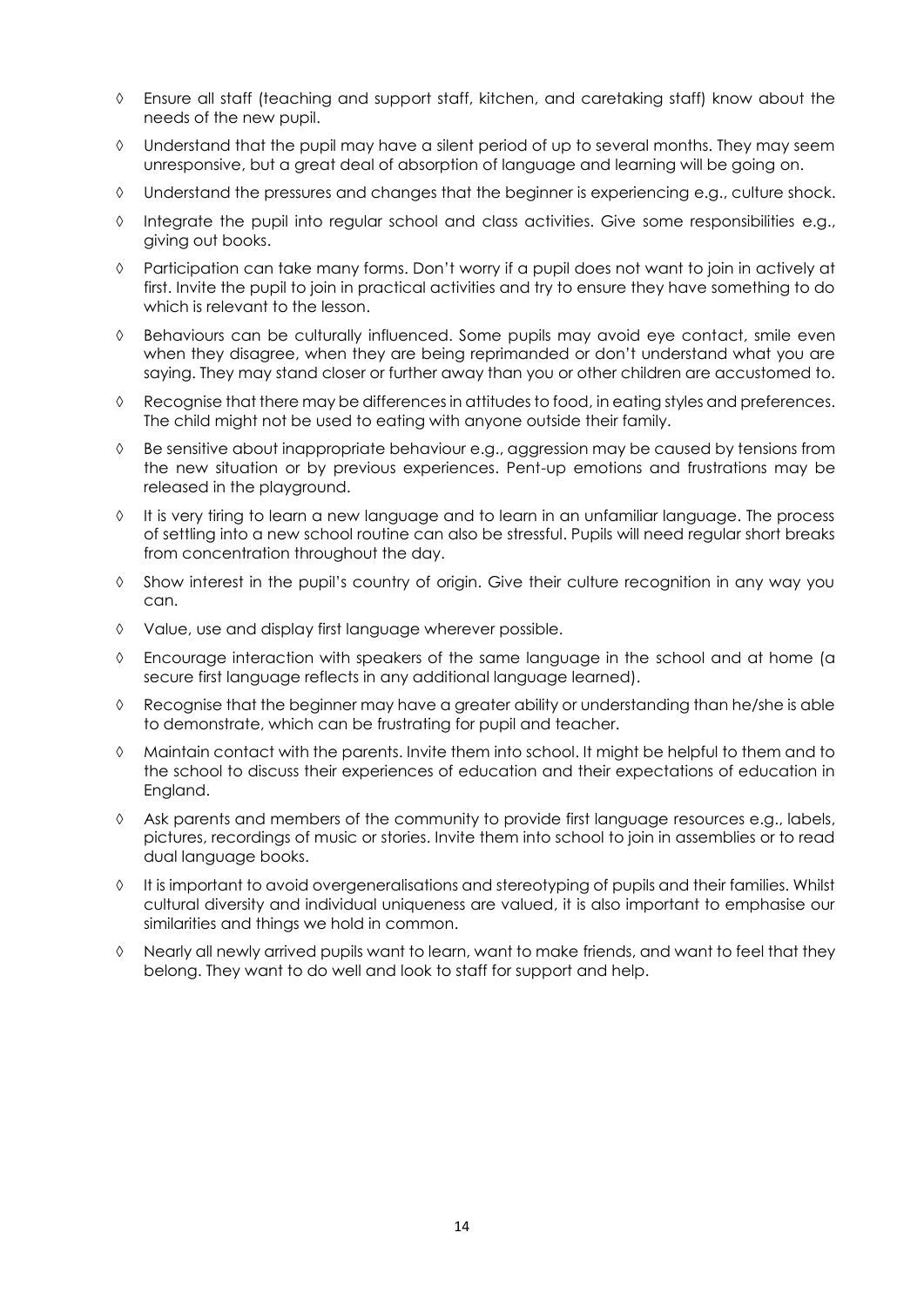- Ensure all staff (teaching and support staff, kitchen, and caretaking staff) know about the needs of the new pupil.
- Understand that the pupil may have a silent period of up to several months. They may seem unresponsive, but a great deal of absorption of language and learning will be going on.
- Understand the pressures and changes that the beginner is experiencing e.g., culture shock.
- Integrate the pupil into regular school and class activities. Give some responsibilities e.g., giving out books.
- Participation can take many forms. Don't worry if a pupil does not want to join in actively at first. Invite the pupil to join in practical activities and try to ensure they have something to do which is relevant to the lesson.
- Behaviours can be culturally influenced. Some pupils may avoid eye contact, smile even when they disagree, when they are being reprimanded or don't understand what you are saying. They may stand closer or further away than you or other children are accustomed to.
- Recognise that there may be differences in attitudes to food, in eating styles and preferences. The child might not be used to eating with anyone outside their family.
- Be sensitive about inappropriate behaviour e.g., aggression may be caused by tensions from the new situation or by previous experiences. Pent-up emotions and frustrations may be released in the playground.
- It is very tiring to learn a new language and to learn in an unfamiliar language. The process of settling into a new school routine can also be stressful. Pupils will need regular short breaks from concentration throughout the day.
- Show interest in the pupil's country of origin. Give their culture recognition in any way you can.
- Value, use and display first language wherever possible.
- Encourage interaction with speakers of the same language in the school and at home (a secure first language reflects in any additional language learned).
- Recognise that the beginner may have a greater ability or understanding than he/she is able to demonstrate, which can be frustrating for pupil and teacher.
- Maintain contact with the parents. Invite them into school. It might be helpful to them and to the school to discuss their experiences of education and their expectations of education in England.
- Ask parents and members of the community to provide first language resources e.g., labels, pictures, recordings of music or stories. Invite them into school to join in assemblies or to read dual language books.
- It is important to avoid overgeneralisations and stereotyping of pupils and their families. Whilst cultural diversity and individual uniqueness are valued, it is also important to emphasise our similarities and things we hold in common.
- Nearly all newly arrived pupils want to learn, want to make friends, and want to feel that they belong. They want to do well and look to staff for support and help.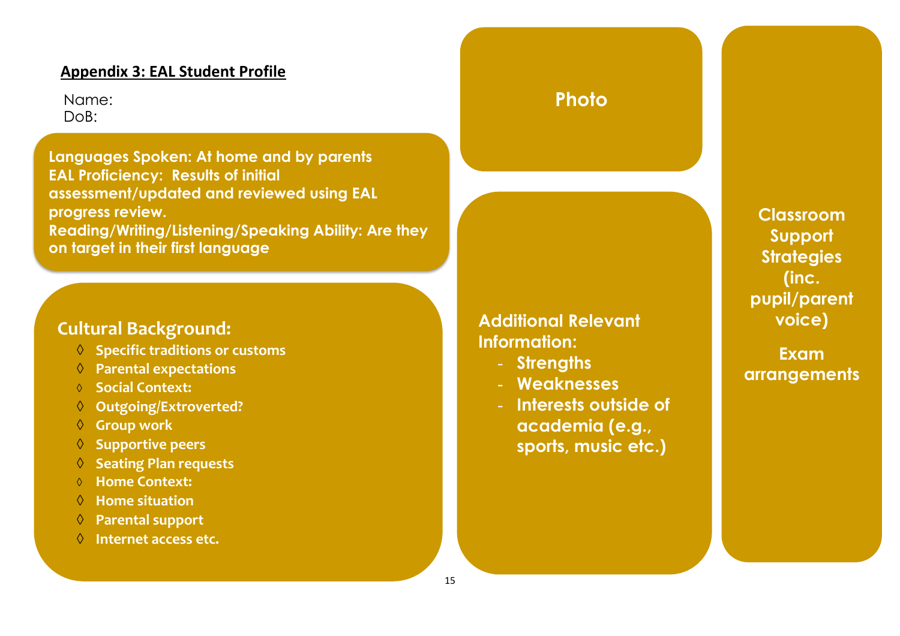## Appendix 3: EAL Student Profile

Name:
DoB:

**Photo**

**Languages Spoken: At home and by parents**
**EAL Proficiency: Results of initial assessment/updated and reviewed using EAL progress review.**
**Reading/Writing/Listening/Speaking Ability: Are they on target in their first language**

**Cultural Background:**

- ◊ **Specific traditions or customs**
- ◊ **Parental expectations**
- ◊ **Social Context:**
- ◊ **Outgoing/Extroverted?**
- ◊ **Group work**
- ◊ **Supportive peers**
- ◊ **Seating Plan requests**
- ◊ **Home Context:**
- ◊ **Home situation**
- ◊ **Parental support**
- ◊ **Internet access etc.**

**Additional Relevant Information:**

- **Strengths**
- **Weaknesses**
- **Interests outside of academia (e.g., sports, music etc.)**

**Classroom Support Strategies (inc. pupil/parent voice)**

**Exam arrangements**